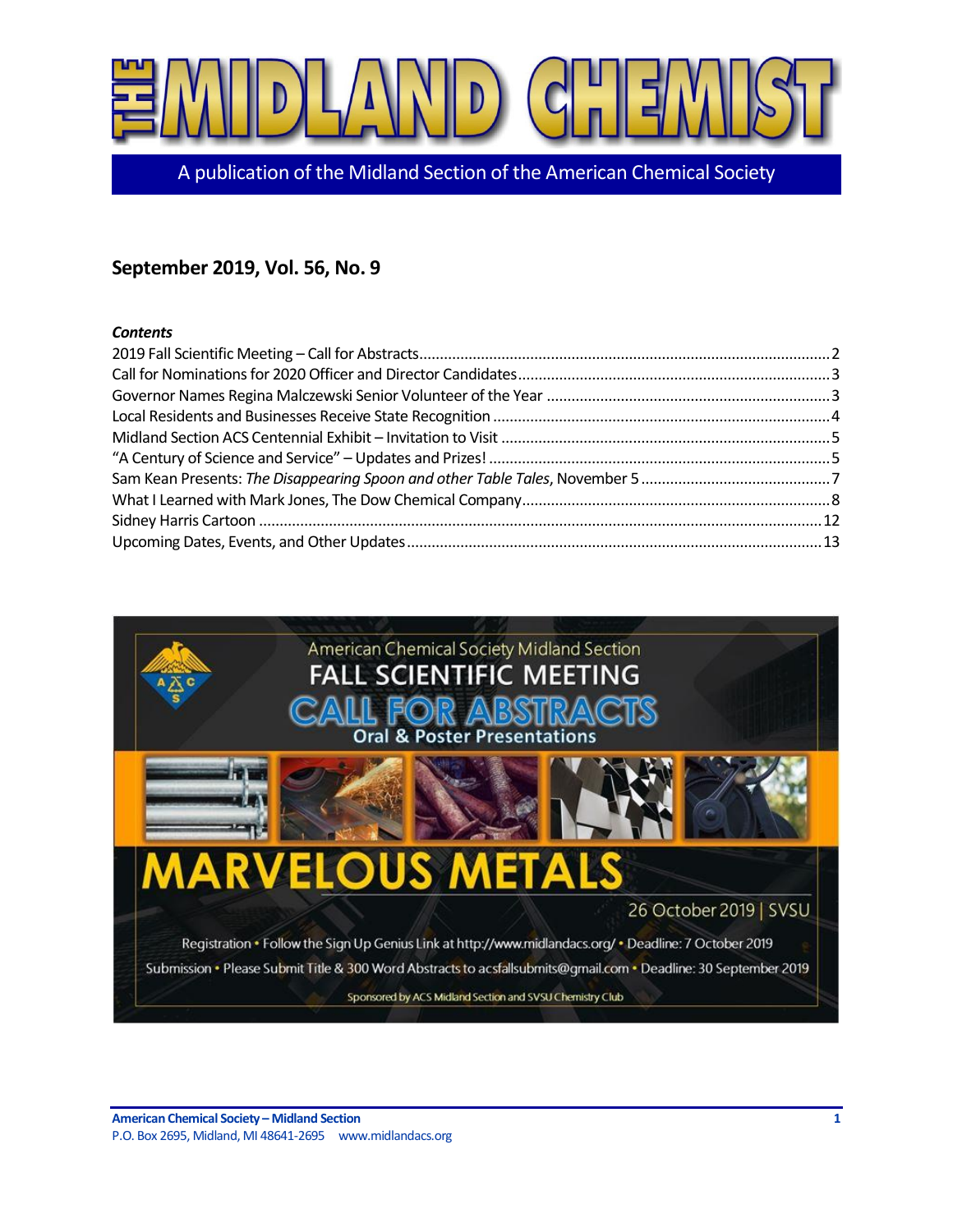# THE MIDLAND CHEMIST

A publication of the Midland Section of the American Chemical Society

## September 2019, Vol. 56, No. 9

***Contents***

2019 Fall Scientific Meeting – Call for Abstracts ........ 2
Call for Nominations for 2020 Officer and Director Candidates ........ 3
Governor Names Regina Malczewski Senior Volunteer of the Year ........ 3
Local Residents and Businesses Receive State Recognition ........ 4
Midland Section ACS Centennial Exhibit – Invitation to Visit ........ 5
"A Century of Science and Service" – Updates and Prizes! ........ 5
Sam Kean Presents: *The Disappearing Spoon and other Table Tales*, November 5 ........ 7
What I Learned with Mark Jones, The Dow Chemical Company ........ 8
Sidney Harris Cartoon ........ 12
Upcoming Dates, Events, and Other Updates ........ 13

American Chemical Society Midland Section

FALL SCIENTIFIC MEETING

CALL FOR ABSTRACTS

Oral & Poster Presentations

MARVELOUS METALS

26 October 2019 | SVSU

Registration • Follow the Sign Up Genius Link at http://www.midlandacs.org/ • Deadline: 7 October 2019

Submission • Please Submit Title & 300 Word Abstracts to acsfallsubmits@gmail.com • Deadline: 30 September 2019

Sponsored by ACS Midland Section and SVSU Chemistry Club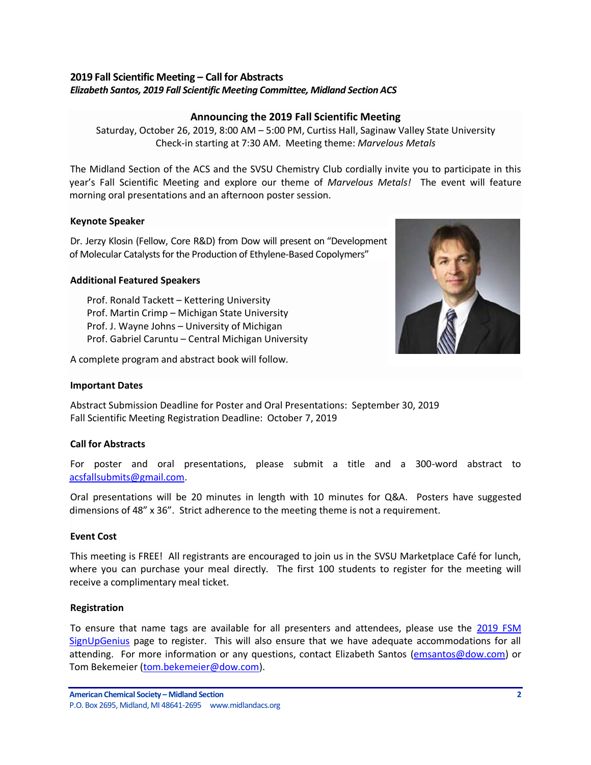## 2019 Fall Scientific Meeting – Call for Abstracts

***Elizabeth Santos, 2019 Fall Scientific Meeting Committee, Midland Section ACS***

### Announcing the 2019 Fall Scientific Meeting

Saturday, October 26, 2019, 8:00 AM – 5:00 PM, Curtiss Hall, Saginaw Valley State University
Check-in starting at 7:30 AM. Meeting theme: *Marvelous Metals*

The Midland Section of the ACS and the SVSU Chemistry Club cordially invite you to participate in this year's Fall Scientific Meeting and explore our theme of *Marvelous Metals!* The event will feature morning oral presentations and an afternoon poster session.

**Keynote Speaker**

Dr. Jerzy Klosin (Fellow, Core R&D) from Dow will present on "Development of Molecular Catalysts for the Production of Ethylene-Based Copolymers"

**Additional Featured Speakers**

- Prof. Ronald Tackett – Kettering University
- Prof. Martin Crimp – Michigan State University
- Prof. J. Wayne Johns – University of Michigan
- Prof. Gabriel Caruntu – Central Michigan University

A complete program and abstract book will follow.

**Important Dates**

Abstract Submission Deadline for Poster and Oral Presentations: September 30, 2019
Fall Scientific Meeting Registration Deadline: October 7, 2019

**Call for Abstracts**

For poster and oral presentations, please submit a title and a 300-word abstract to acsfallsubmits@gmail.com.

Oral presentations will be 20 minutes in length with 10 minutes for Q&A. Posters have suggested dimensions of 48" x 36". Strict adherence to the meeting theme is not a requirement.

**Event Cost**

This meeting is FREE! All registrants are encouraged to join us in the SVSU Marketplace Café for lunch, where you can purchase your meal directly. The first 100 students to register for the meeting will receive a complimentary meal ticket.

**Registration**

To ensure that name tags are available for all presenters and attendees, please use the 2019 FSM SignUpGenius page to register. This will also ensure that we have adequate accommodations for all attending. For more information or any questions, contact Elizabeth Santos (emsantos@dow.com) or Tom Bekemeier (tom.bekemeier@dow.com).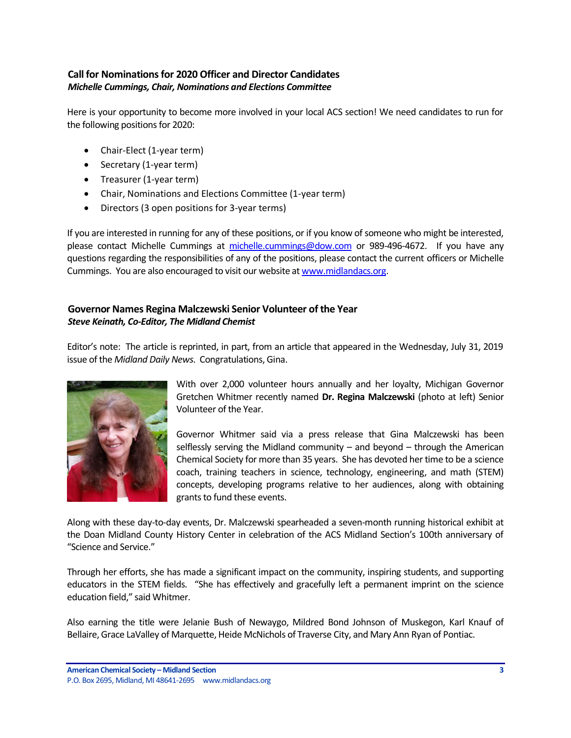## Call for Nominations for 2020 Officer and Director Candidates

***Michelle Cummings, Chair, Nominations and Elections Committee***

Here is your opportunity to become more involved in your local ACS section! We need candidates to run for the following positions for 2020:

- Chair-Elect (1-year term)
- Secretary (1-year term)
- Treasurer (1-year term)
- Chair, Nominations and Elections Committee (1-year term)
- Directors (3 open positions for 3-year terms)

If you are interested in running for any of these positions, or if you know of someone who might be interested, please contact Michelle Cummings at michelle.cummings@dow.com or 989-496-4672. If you have any questions regarding the responsibilities of any of the positions, please contact the current officers or Michelle Cummings. You are also encouraged to visit our website at www.midlandacs.org.

## Governor Names Regina Malczewski Senior Volunteer of the Year

***Steve Keinath, Co-Editor, The Midland Chemist***

Editor's note: The article is reprinted, in part, from an article that appeared in the Wednesday, July 31, 2019 issue of the *Midland Daily News*. Congratulations, Gina.

With over 2,000 volunteer hours annually and her loyalty, Michigan Governor Gretchen Whitmer recently named **Dr. Regina Malczewski** (photo at left) Senior Volunteer of the Year.

Governor Whitmer said via a press release that Gina Malczewski has been selflessly serving the Midland community – and beyond – through the American Chemical Society for more than 35 years. She has devoted her time to be a science coach, training teachers in science, technology, engineering, and math (STEM) concepts, developing programs relative to her audiences, along with obtaining grants to fund these events.

Along with these day-to-day events, Dr. Malczewski spearheaded a seven-month running historical exhibit at the Doan Midland County History Center in celebration of the ACS Midland Section's 100th anniversary of "Science and Service."

Through her efforts, she has made a significant impact on the community, inspiring students, and supporting educators in the STEM fields. "She has effectively and gracefully left a permanent imprint on the science education field," said Whitmer.

Also earning the title were Jelanie Bush of Newaygo, Mildred Bond Johnson of Muskegon, Karl Knauf of Bellaire, Grace LaValley of Marquette, Heide McNichols of Traverse City, and Mary Ann Ryan of Pontiac.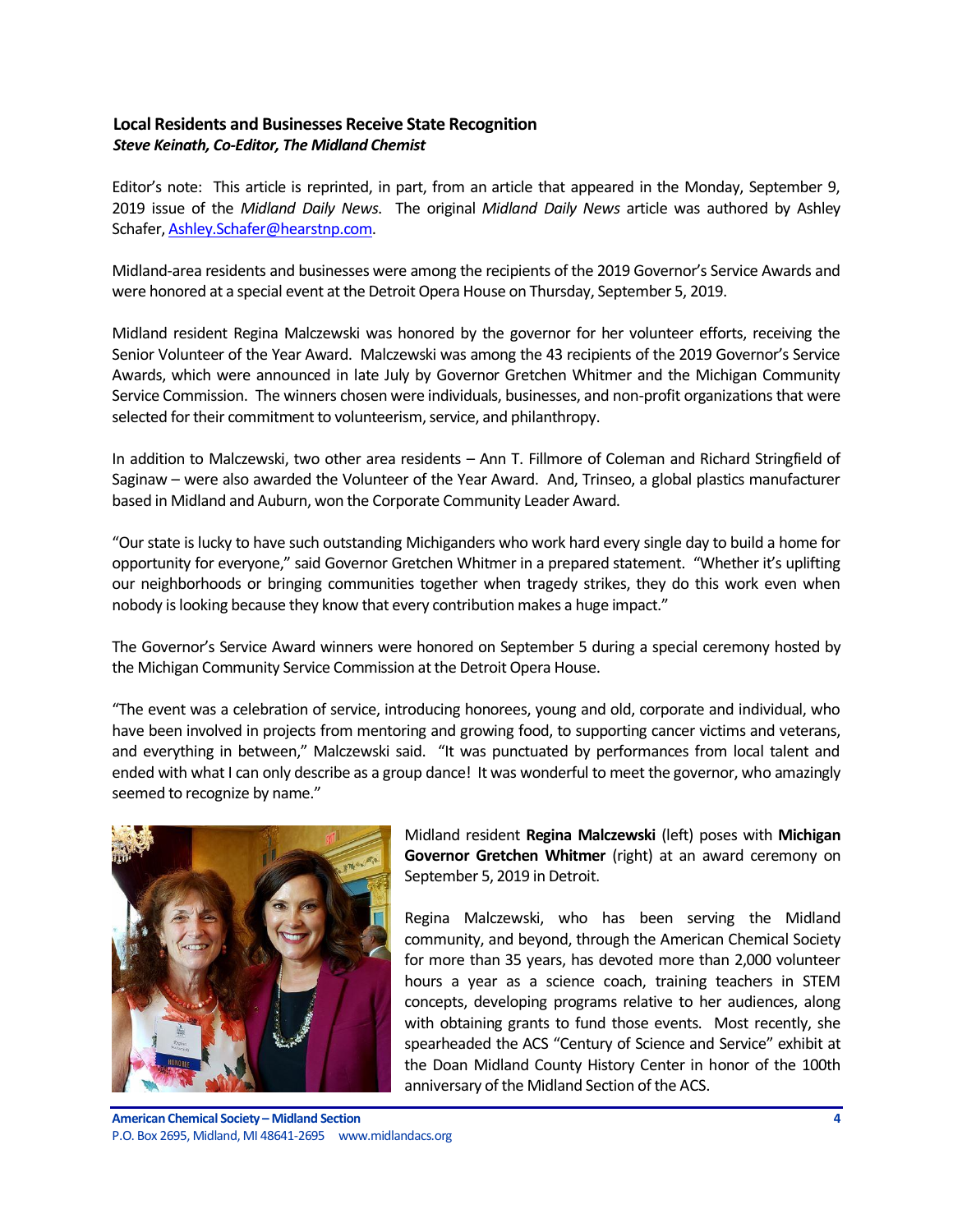### Local Residents and Businesses Receive State Recognition

***Steve Keinath, Co-Editor, The Midland Chemist***

Editor's note: This article is reprinted, in part, from an article that appeared in the Monday, September 9, 2019 issue of the *Midland Daily News*. The original *Midland Daily News* article was authored by Ashley Schafer, Ashley.Schafer@hearstnp.com.

Midland-area residents and businesses were among the recipients of the 2019 Governor's Service Awards and were honored at a special event at the Detroit Opera House on Thursday, September 5, 2019.

Midland resident Regina Malczewski was honored by the governor for her volunteer efforts, receiving the Senior Volunteer of the Year Award. Malczewski was among the 43 recipients of the 2019 Governor's Service Awards, which were announced in late July by Governor Gretchen Whitmer and the Michigan Community Service Commission. The winners chosen were individuals, businesses, and non-profit organizations that were selected for their commitment to volunteerism, service, and philanthropy.

In addition to Malczewski, two other area residents – Ann T. Fillmore of Coleman and Richard Stringfield of Saginaw – were also awarded the Volunteer of the Year Award. And, Trinseo, a global plastics manufacturer based in Midland and Auburn, won the Corporate Community Leader Award.

"Our state is lucky to have such outstanding Michiganders who work hard every single day to build a home for opportunity for everyone," said Governor Gretchen Whitmer in a prepared statement. "Whether it's uplifting our neighborhoods or bringing communities together when tragedy strikes, they do this work even when nobody is looking because they know that every contribution makes a huge impact."

The Governor's Service Award winners were honored on September 5 during a special ceremony hosted by the Michigan Community Service Commission at the Detroit Opera House.

"The event was a celebration of service, introducing honorees, young and old, corporate and individual, who have been involved in projects from mentoring and growing food, to supporting cancer victims and veterans, and everything in between," Malczewski said. "It was punctuated by performances from local talent and ended with what I can only describe as a group dance! It was wonderful to meet the governor, who amazingly seemed to recognize by name."

Midland resident **Regina Malczewski** (left) poses with **Michigan Governor Gretchen Whitmer** (right) at an award ceremony on September 5, 2019 in Detroit.

Regina Malczewski, who has been serving the Midland community, and beyond, through the American Chemical Society for more than 35 years, has devoted more than 2,000 volunteer hours a year as a science coach, training teachers in STEM concepts, developing programs relative to her audiences, along with obtaining grants to fund those events. Most recently, she spearheaded the ACS "Century of Science and Service" exhibit at the Doan Midland County History Center in honor of the 100th anniversary of the Midland Section of the ACS.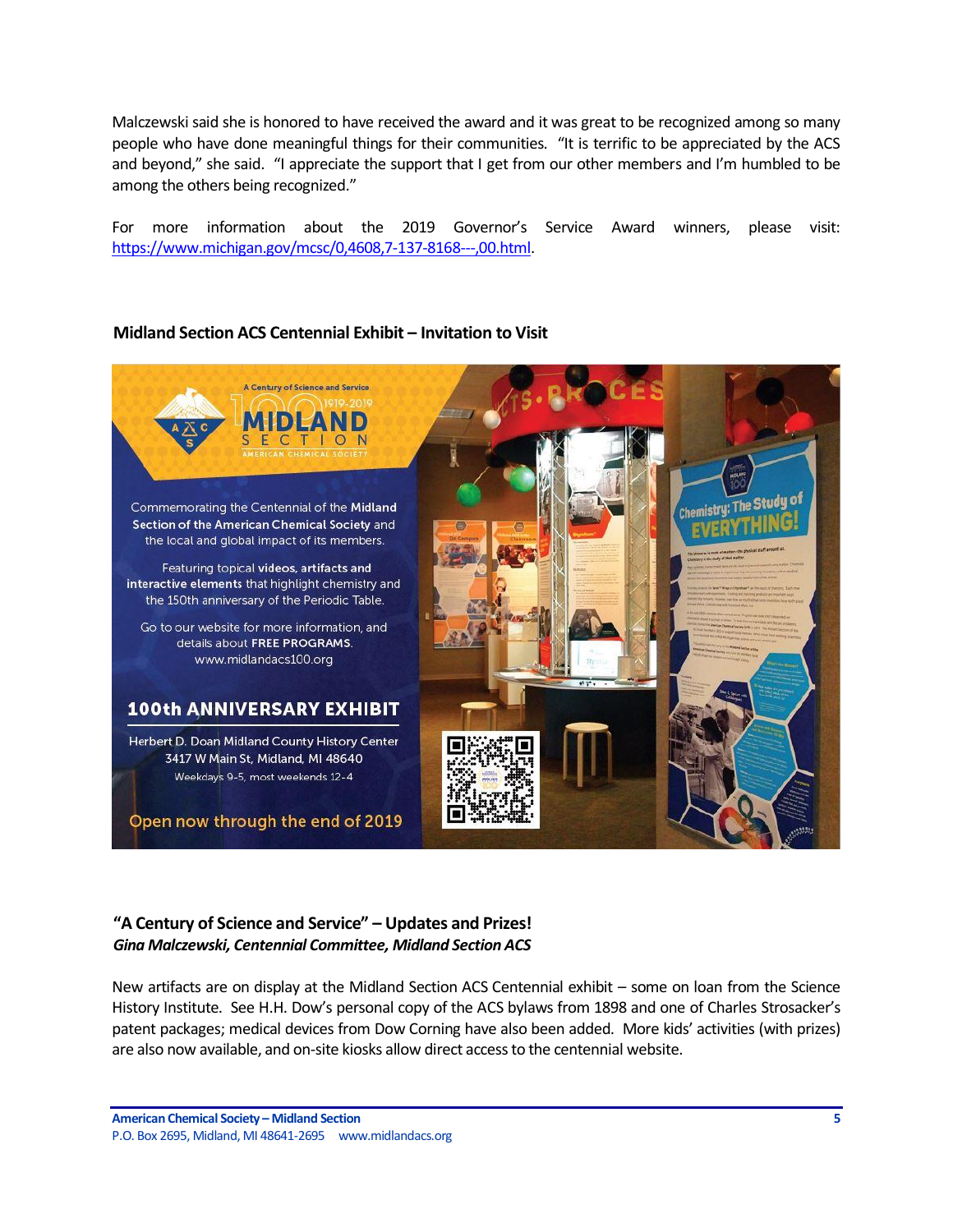Malczewski said she is honored to have received the award and it was great to be recognized among so many people who have done meaningful things for their communities. "It is terrific to be appreciated by the ACS and beyond," she said. "I appreciate the support that I get from our other members and I'm humbled to be among the others being recognized."

For more information about the 2019 Governor's Service Award winners, please visit: https://www.michigan.gov/mcsc/0,4608,7-137-8168---,00.html.

### Midland Section ACS Centennial Exhibit – Invitation to Visit

A Century of Science and Service

1919-2019

MIDLAND SECTION

AMERICAN CHEMICAL SOCIETY

Commemorating the Centennial of the **Midland Section of the American Chemical Society** and the local and global impact of its members.

Featuring topical **videos, artifacts and interactive elements** that highlight chemistry and the 150th anniversary of the Periodic Table.

Go to our website for more information, and details about **FREE PROGRAMS**.
www.midlandacs100.org

**100th ANNIVERSARY EXHIBIT**

Herbert D. Doan Midland County History Center
3417 W Main St, Midland, MI 48640
Weekdays 9-5, most weekends 12-4

Open now through the end of 2019

### "A Century of Science and Service" – Updates and Prizes!

***Gina Malczewski, Centennial Committee, Midland Section ACS***

New artifacts are on display at the Midland Section ACS Centennial exhibit – some on loan from the Science History Institute. See H.H. Dow's personal copy of the ACS bylaws from 1898 and one of Charles Strosacker's patent packages; medical devices from Dow Corning have also been added. More kids' activities (with prizes) are also now available, and on-site kiosks allow direct access to the centennial website.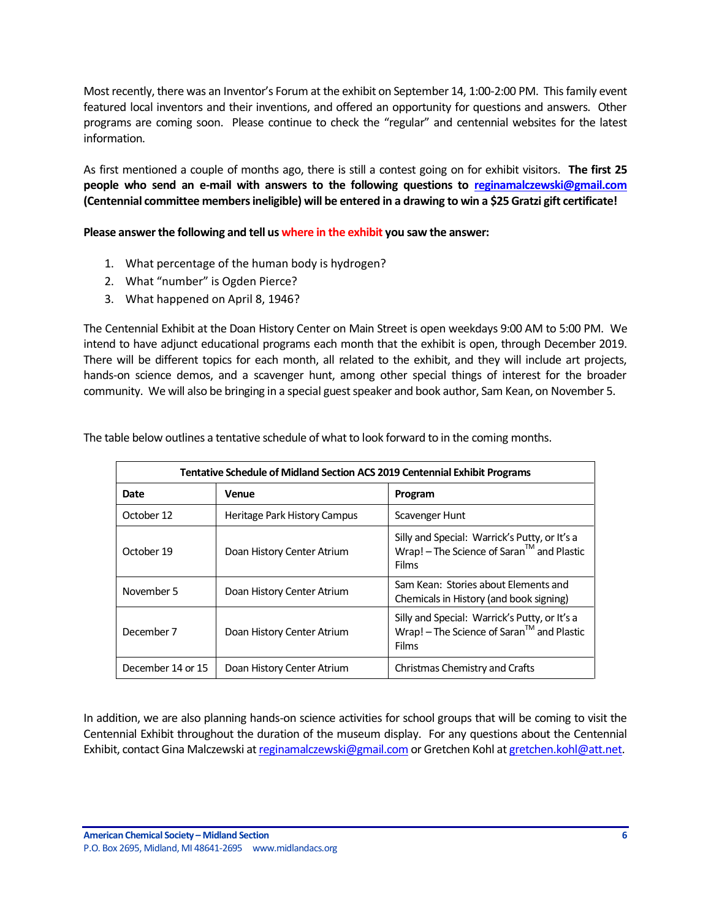Most recently, there was an Inventor's Forum at the exhibit on September 14, 1:00-2:00 PM. This family event featured local inventors and their inventions, and offered an opportunity for questions and answers. Other programs are coming soon. Please continue to check the "regular" and centennial websites for the latest information.

As first mentioned a couple of months ago, there is still a contest going on for exhibit visitors. **The first 25 people who send an e-mail with answers to the following questions to reginamalczewski@gmail.com (Centennial committee members ineligible) will be entered in a drawing to win a $25 Gratzi gift certificate!**

**Please answer the following and tell us where in the exhibit you saw the answer:**

1. What percentage of the human body is hydrogen?
2. What "number" is Ogden Pierce?
3. What happened on April 8, 1946?

The Centennial Exhibit at the Doan History Center on Main Street is open weekdays 9:00 AM to 5:00 PM. We intend to have adjunct educational programs each month that the exhibit is open, through December 2019. There will be different topics for each month, all related to the exhibit, and they will include art projects, hands-on science demos, and a scavenger hunt, among other special things of interest for the broader community. We will also be bringing in a special guest speaker and book author, Sam Kean, on November 5.

The table below outlines a tentative schedule of what to look forward to in the coming months.

| **Tentative Schedule of Midland Section ACS 2019 Centennial Exhibit Programs** | | |
|---|---|---|
| **Date** | **Venue** | **Program** |
| October 12 | Heritage Park History Campus | Scavenger Hunt |
| October 19 | Doan History Center Atrium | Silly and Special: Warrick's Putty, or It's a Wrap! – The Science of Saran™ and Plastic Films |
| November 5 | Doan History Center Atrium | Sam Kean: Stories about Elements and Chemicals in History (and book signing) |
| December 7 | Doan History Center Atrium | Silly and Special: Warrick's Putty, or It's a Wrap! – The Science of Saran™ and Plastic Films |
| December 14 or 15 | Doan History Center Atrium | Christmas Chemistry and Crafts |

In addition, we are also planning hands-on science activities for school groups that will be coming to visit the Centennial Exhibit throughout the duration of the museum display. For any questions about the Centennial Exhibit, contact Gina Malczewski at reginamalczewski@gmail.com or Gretchen Kohl at gretchen.kohl@att.net.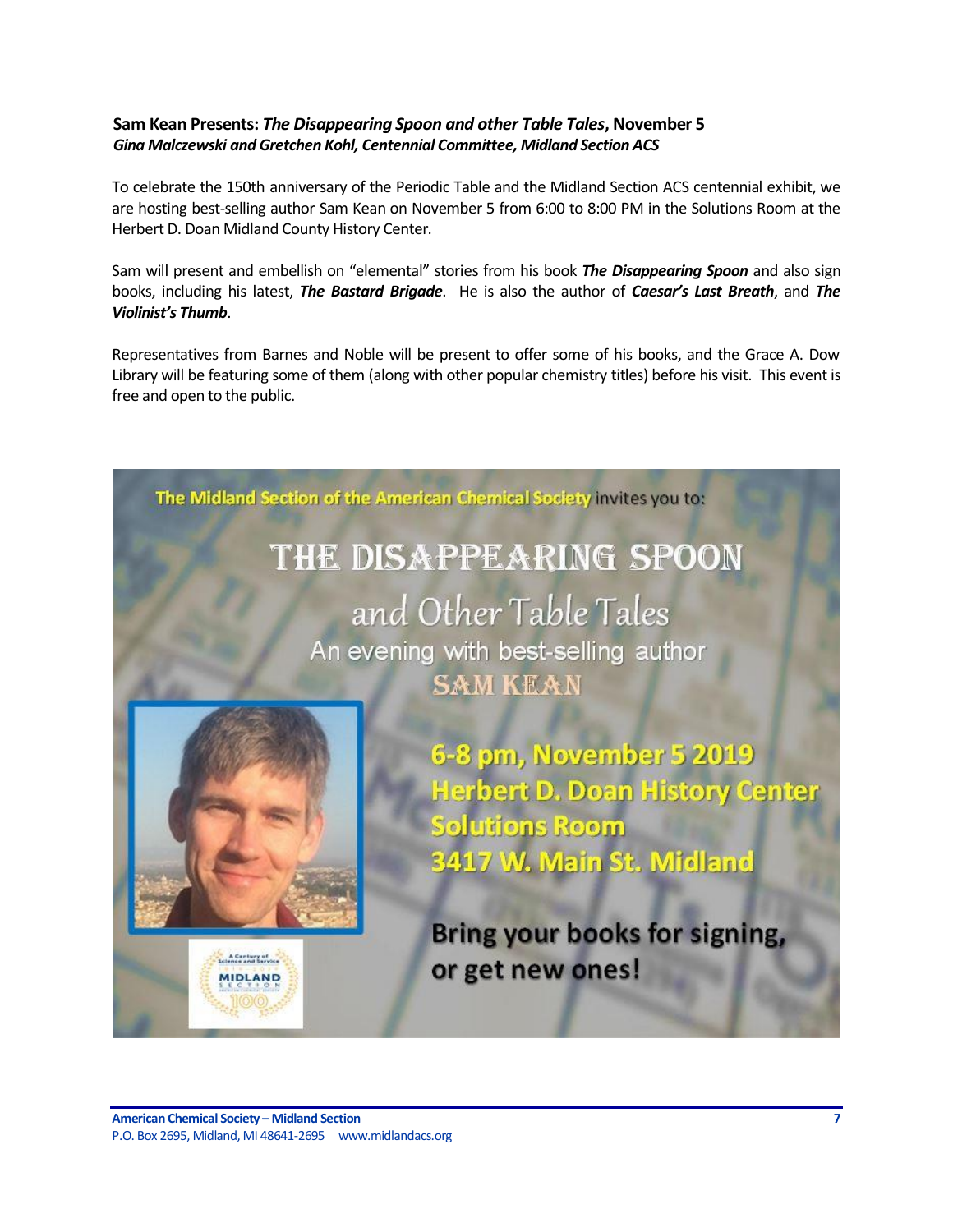**Sam Kean Presents: *The Disappearing Spoon and other Table Tales*, November 5**
***Gina Malczewski and Gretchen Kohl, Centennial Committee, Midland Section ACS***

To celebrate the 150th anniversary of the Periodic Table and the Midland Section ACS centennial exhibit, we are hosting best-selling author Sam Kean on November 5 from 6:00 to 8:00 PM in the Solutions Room at the Herbert D. Doan Midland County History Center.

Sam will present and embellish on "elemental" stories from his book ***The Disappearing Spoon*** and also sign books, including his latest, ***The Bastard Brigade***. He is also the author of ***Caesar's Last Breath***, and ***The Violinist's Thumb***.

Representatives from Barnes and Noble will be present to offer some of his books, and the Grace A. Dow Library will be featuring some of them (along with other popular chemistry titles) before his visit. This event is free and open to the public.

The Midland Section of the American Chemical Society invites you to:

# THE DISAPPEARING SPOON

## and Other Table Tales

An evening with best-selling author

**SAM KEAN**

**6-8 pm, November 5 2019**
**Herbert D. Doan History Center**
**Solutions Room**
**3417 W. Main St. Midland**

**Bring your books for signing, or get new ones!**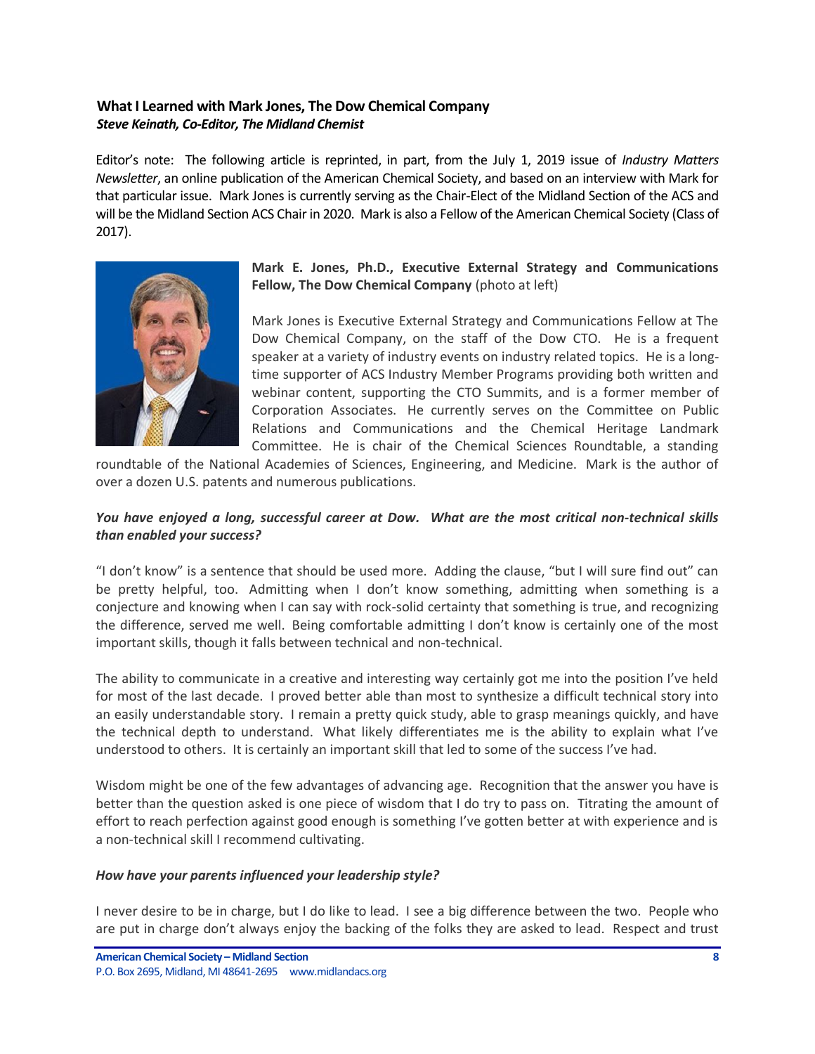### What I Learned with Mark Jones, The Dow Chemical Company

***Steve Keinath, Co-Editor, The Midland Chemist***

Editor's note: The following article is reprinted, in part, from the July 1, 2019 issue of *Industry Matters Newsletter*, an online publication of the American Chemical Society, and based on an interview with Mark for that particular issue. Mark Jones is currently serving as the Chair-Elect of the Midland Section of the ACS and will be the Midland Section ACS Chair in 2020. Mark is also a Fellow of the American Chemical Society (Class of 2017).

**Mark E. Jones, Ph.D., Executive External Strategy and Communications Fellow, The Dow Chemical Company** (photo at left)

Mark Jones is Executive External Strategy and Communications Fellow at The Dow Chemical Company, on the staff of the Dow CTO. He is a frequent speaker at a variety of industry events on industry related topics. He is a long-time supporter of ACS Industry Member Programs providing both written and webinar content, supporting the CTO Summits, and is a former member of Corporation Associates. He currently serves on the Committee on Public Relations and Communications and the Chemical Heritage Landmark Committee. He is chair of the Chemical Sciences Roundtable, a standing roundtable of the National Academies of Sciences, Engineering, and Medicine. Mark is the author of over a dozen U.S. patents and numerous publications.

***You have enjoyed a long, successful career at Dow. What are the most critical non-technical skills than enabled your success?***

"I don't know" is a sentence that should be used more. Adding the clause, "but I will sure find out" can be pretty helpful, too. Admitting when I don't know something, admitting when something is a conjecture and knowing when I can say with rock-solid certainty that something is true, and recognizing the difference, served me well. Being comfortable admitting I don't know is certainly one of the most important skills, though it falls between technical and non-technical.

The ability to communicate in a creative and interesting way certainly got me into the position I've held for most of the last decade. I proved better able than most to synthesize a difficult technical story into an easily understandable story. I remain a pretty quick study, able to grasp meanings quickly, and have the technical depth to understand. What likely differentiates me is the ability to explain what I've understood to others. It is certainly an important skill that led to some of the success I've had.

Wisdom might be one of the few advantages of advancing age. Recognition that the answer you have is better than the question asked is one piece of wisdom that I do try to pass on. Titrating the amount of effort to reach perfection against good enough is something I've gotten better at with experience and is a non-technical skill I recommend cultivating.

***How have your parents influenced your leadership style?***

I never desire to be in charge, but I do like to lead. I see a big difference between the two. People who are put in charge don't always enjoy the backing of the folks they are asked to lead. Respect and trust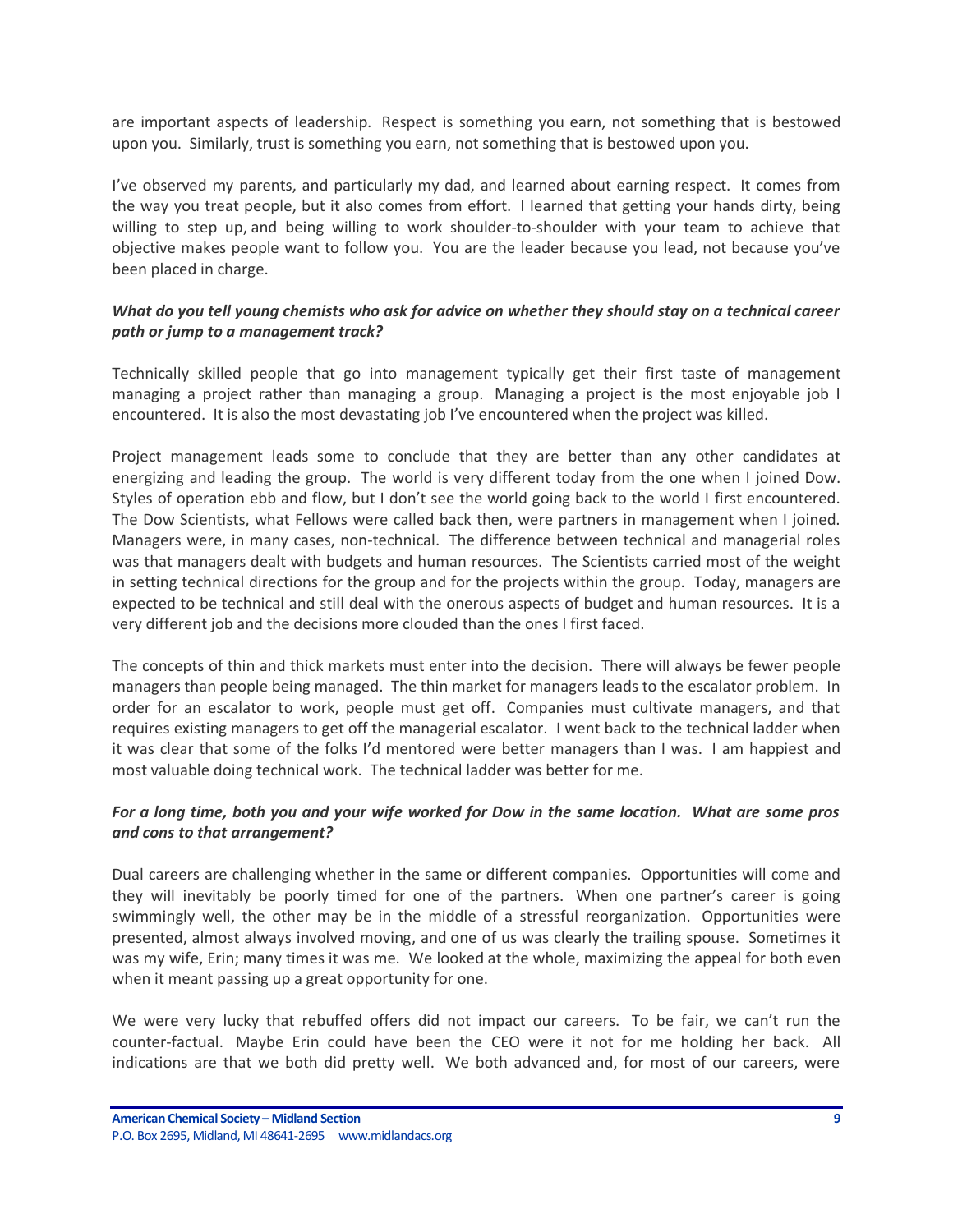are important aspects of leadership. Respect is something you earn, not something that is bestowed upon you. Similarly, trust is something you earn, not something that is bestowed upon you.

I've observed my parents, and particularly my dad, and learned about earning respect. It comes from the way you treat people, but it also comes from effort. I learned that getting your hands dirty, being willing to step up, and being willing to work shoulder-to-shoulder with your team to achieve that objective makes people want to follow you. You are the leader because you lead, not because you've been placed in charge.

***What do you tell young chemists who ask for advice on whether they should stay on a technical career path or jump to a management track?***

Technically skilled people that go into management typically get their first taste of management managing a project rather than managing a group. Managing a project is the most enjoyable job I encountered. It is also the most devastating job I've encountered when the project was killed.

Project management leads some to conclude that they are better than any other candidates at energizing and leading the group. The world is very different today from the one when I joined Dow. Styles of operation ebb and flow, but I don't see the world going back to the world I first encountered. The Dow Scientists, what Fellows were called back then, were partners in management when I joined. Managers were, in many cases, non-technical. The difference between technical and managerial roles was that managers dealt with budgets and human resources. The Scientists carried most of the weight in setting technical directions for the group and for the projects within the group. Today, managers are expected to be technical and still deal with the onerous aspects of budget and human resources. It is a very different job and the decisions more clouded than the ones I first faced.

The concepts of thin and thick markets must enter into the decision. There will always be fewer people managers than people being managed. The thin market for managers leads to the escalator problem. In order for an escalator to work, people must get off. Companies must cultivate managers, and that requires existing managers to get off the managerial escalator. I went back to the technical ladder when it was clear that some of the folks I'd mentored were better managers than I was. I am happiest and most valuable doing technical work. The technical ladder was better for me.

***For a long time, both you and your wife worked for Dow in the same location. What are some pros and cons to that arrangement?***

Dual careers are challenging whether in the same or different companies. Opportunities will come and they will inevitably be poorly timed for one of the partners. When one partner's career is going swimmingly well, the other may be in the middle of a stressful reorganization. Opportunities were presented, almost always involved moving, and one of us was clearly the trailing spouse. Sometimes it was my wife, Erin; many times it was me. We looked at the whole, maximizing the appeal for both even when it meant passing up a great opportunity for one.

We were very lucky that rebuffed offers did not impact our careers. To be fair, we can't run the counter-factual. Maybe Erin could have been the CEO were it not for me holding her back. All indications are that we both did pretty well. We both advanced and, for most of our careers, were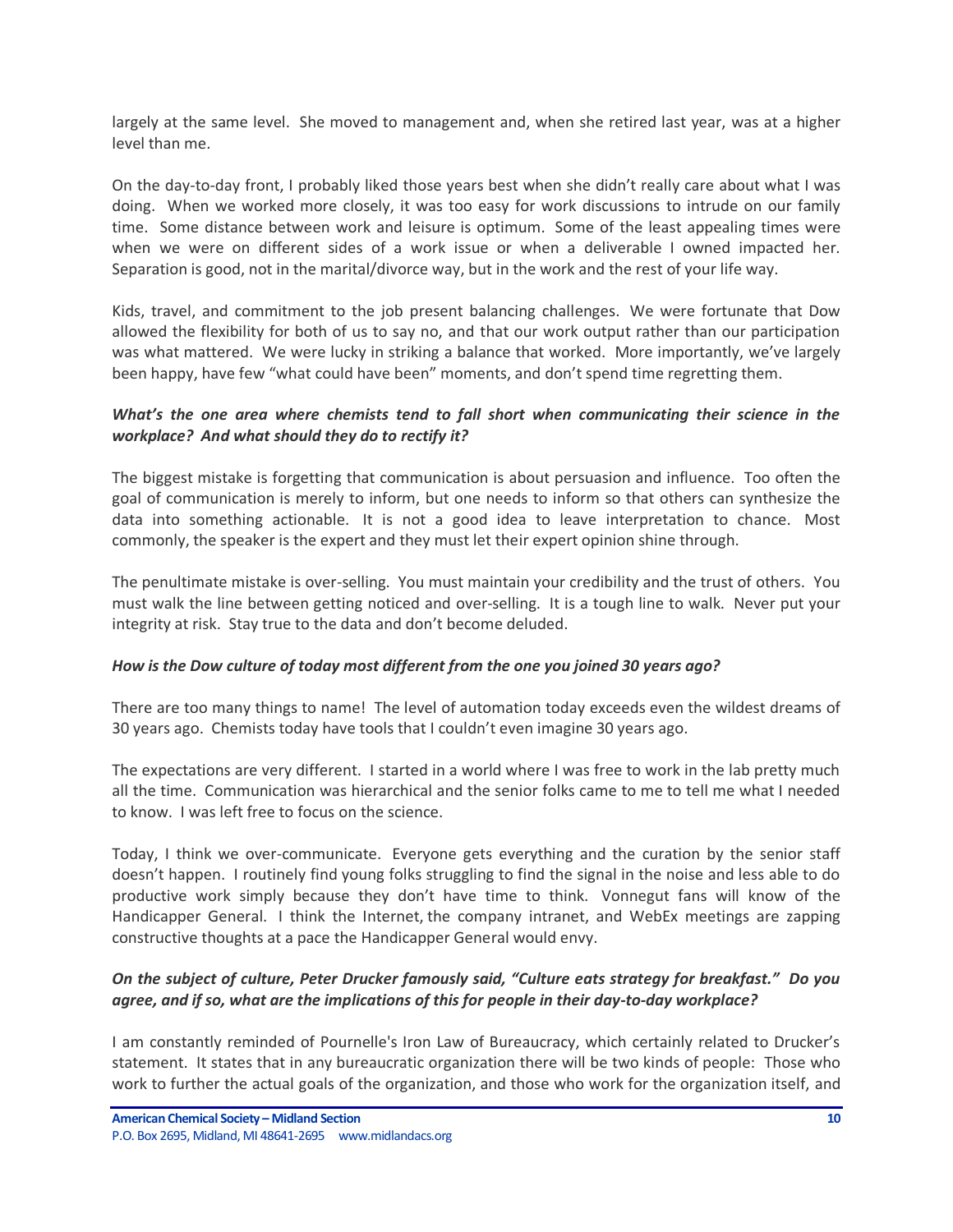largely at the same level. She moved to management and, when she retired last year, was at a higher level than me.

On the day-to-day front, I probably liked those years best when she didn't really care about what I was doing. When we worked more closely, it was too easy for work discussions to intrude on our family time. Some distance between work and leisure is optimum. Some of the least appealing times were when we were on different sides of a work issue or when a deliverable I owned impacted her. Separation is good, not in the marital/divorce way, but in the work and the rest of your life way.

Kids, travel, and commitment to the job present balancing challenges. We were fortunate that Dow allowed the flexibility for both of us to say no, and that our work output rather than our participation was what mattered. We were lucky in striking a balance that worked. More importantly, we've largely been happy, have few "what could have been" moments, and don't spend time regretting them.

***What's the one area where chemists tend to fall short when communicating their science in the workplace? And what should they do to rectify it?***

The biggest mistake is forgetting that communication is about persuasion and influence. Too often the goal of communication is merely to inform, but one needs to inform so that others can synthesize the data into something actionable. It is not a good idea to leave interpretation to chance. Most commonly, the speaker is the expert and they must let their expert opinion shine through.

The penultimate mistake is over-selling. You must maintain your credibility and the trust of others. You must walk the line between getting noticed and over-selling. It is a tough line to walk. Never put your integrity at risk. Stay true to the data and don't become deluded.

***How is the Dow culture of today most different from the one you joined 30 years ago?***

There are too many things to name! The level of automation today exceeds even the wildest dreams of 30 years ago. Chemists today have tools that I couldn't even imagine 30 years ago.

The expectations are very different. I started in a world where I was free to work in the lab pretty much all the time. Communication was hierarchical and the senior folks came to me to tell me what I needed to know. I was left free to focus on the science.

Today, I think we over-communicate. Everyone gets everything and the curation by the senior staff doesn't happen. I routinely find young folks struggling to find the signal in the noise and less able to do productive work simply because they don't have time to think. Vonnegut fans will know of the Handicapper General. I think the Internet, the company intranet, and WebEx meetings are zapping constructive thoughts at a pace the Handicapper General would envy.

***On the subject of culture, Peter Drucker famously said, "Culture eats strategy for breakfast." Do you agree, and if so, what are the implications of this for people in their day-to-day workplace?***

I am constantly reminded of Pournelle's Iron Law of Bureaucracy, which certainly related to Drucker's statement. It states that in any bureaucratic organization there will be two kinds of people: Those who work to further the actual goals of the organization, and those who work for the organization itself, and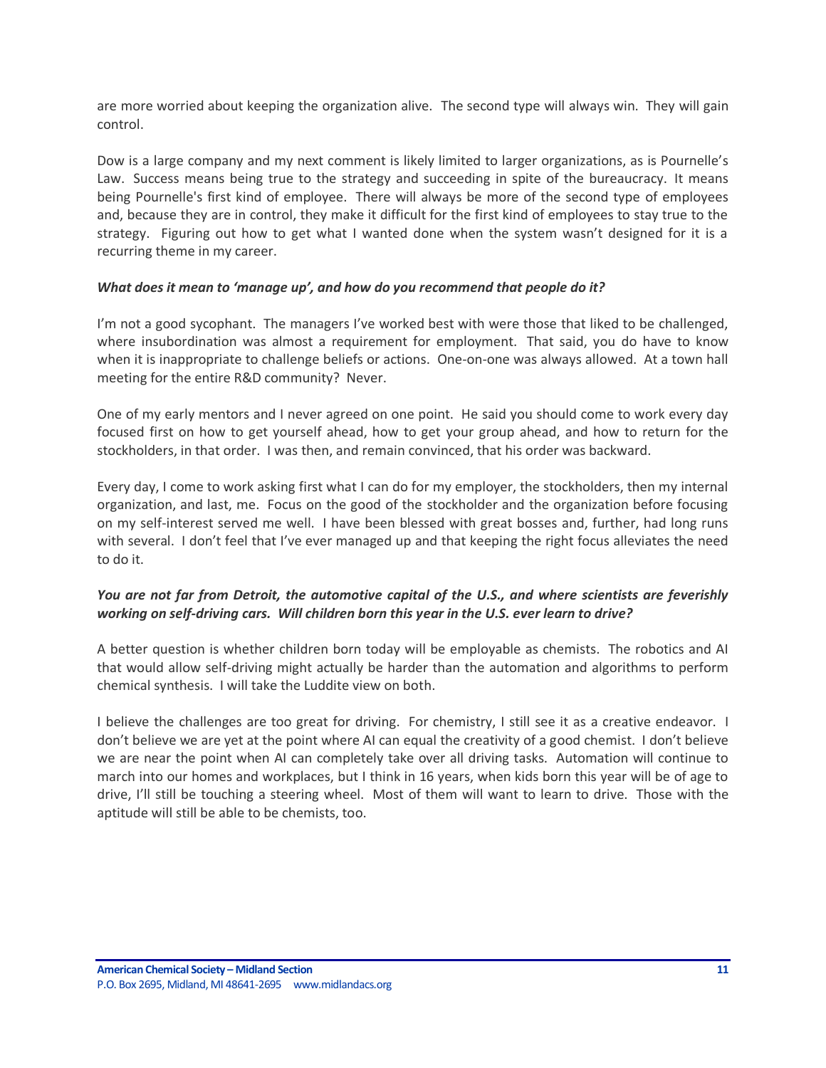are more worried about keeping the organization alive. The second type will always win. They will gain control.

Dow is a large company and my next comment is likely limited to larger organizations, as is Pournelle's Law. Success means being true to the strategy and succeeding in spite of the bureaucracy. It means being Pournelle's first kind of employee. There will always be more of the second type of employees and, because they are in control, they make it difficult for the first kind of employees to stay true to the strategy. Figuring out how to get what I wanted done when the system wasn't designed for it is a recurring theme in my career.

***What does it mean to 'manage up', and how do you recommend that people do it?***

I'm not a good sycophant. The managers I've worked best with were those that liked to be challenged, where insubordination was almost a requirement for employment. That said, you do have to know when it is inappropriate to challenge beliefs or actions. One-on-one was always allowed. At a town hall meeting for the entire R&D community? Never.

One of my early mentors and I never agreed on one point. He said you should come to work every day focused first on how to get yourself ahead, how to get your group ahead, and how to return for the stockholders, in that order. I was then, and remain convinced, that his order was backward.

Every day, I come to work asking first what I can do for my employer, the stockholders, then my internal organization, and last, me. Focus on the good of the stockholder and the organization before focusing on my self-interest served me well. I have been blessed with great bosses and, further, had long runs with several. I don't feel that I've ever managed up and that keeping the right focus alleviates the need to do it.

***You are not far from Detroit, the automotive capital of the U.S., and where scientists are feverishly working on self-driving cars. Will children born this year in the U.S. ever learn to drive?***

A better question is whether children born today will be employable as chemists. The robotics and AI that would allow self-driving might actually be harder than the automation and algorithms to perform chemical synthesis. I will take the Luddite view on both.

I believe the challenges are too great for driving. For chemistry, I still see it as a creative endeavor. I don't believe we are yet at the point where AI can equal the creativity of a good chemist. I don't believe we are near the point when AI can completely take over all driving tasks. Automation will continue to march into our homes and workplaces, but I think in 16 years, when kids born this year will be of age to drive, I'll still be touching a steering wheel. Most of them will want to learn to drive. Those with the aptitude will still be able to be chemists, too.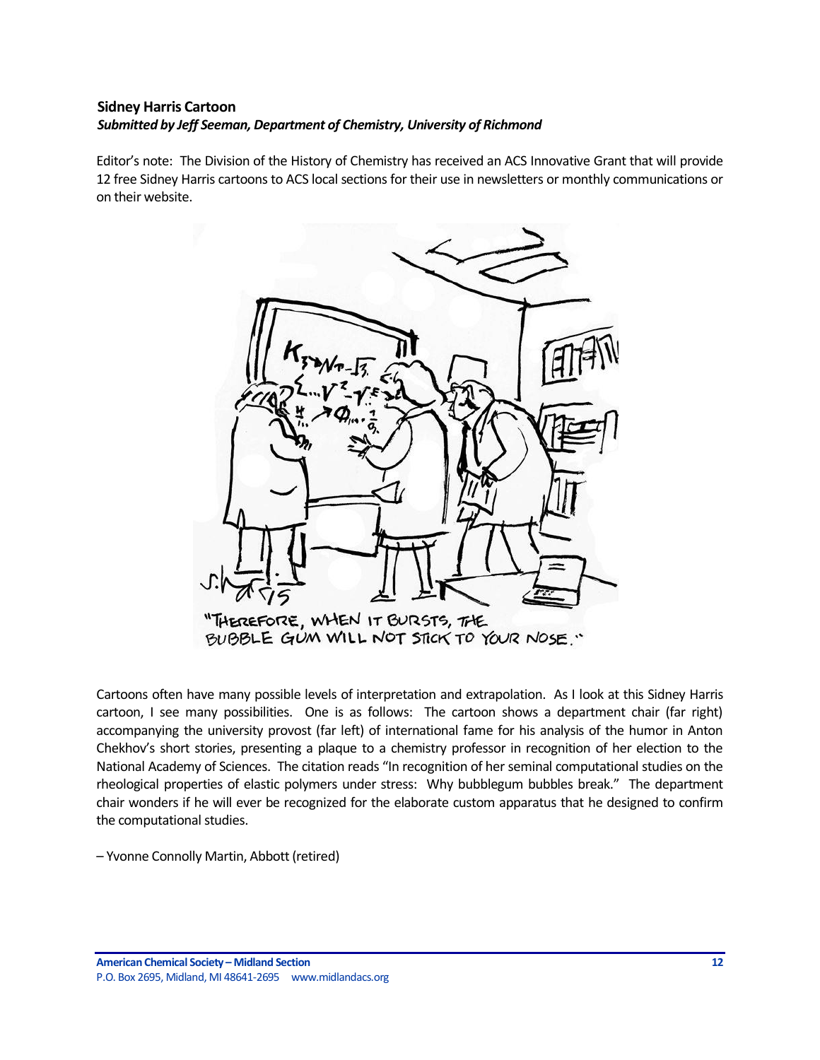**Sidney Harris Cartoon**

***Submitted by Jeff Seeman, Department of Chemistry, University of Richmond***

Editor's note: The Division of the History of Chemistry has received an ACS Innovative Grant that will provide 12 free Sidney Harris cartoons to ACS local sections for their use in newsletters or monthly communications or on their website.

"THEREFORE, WHEN IT BURSTS, THE BUBBLE GUM WILL NOT STICK TO YOUR NOSE."

Cartoons often have many possible levels of interpretation and extrapolation. As I look at this Sidney Harris cartoon, I see many possibilities. One is as follows: The cartoon shows a department chair (far right) accompanying the university provost (far left) of international fame for his analysis of the humor in Anton Chekhov's short stories, presenting a plaque to a chemistry professor in recognition of her election to the National Academy of Sciences. The citation reads "In recognition of her seminal computational studies on the rheological properties of elastic polymers under stress: Why bubblegum bubbles break." The department chair wonders if he will ever be recognized for the elaborate custom apparatus that he designed to confirm the computational studies.

– Yvonne Connolly Martin, Abbott (retired)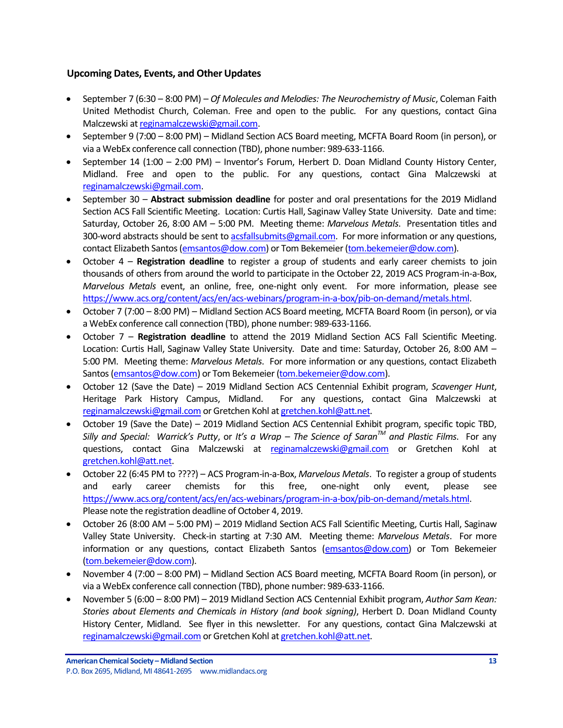### Upcoming Dates, Events, and Other Updates

- September 7 (6:30 – 8:00 PM) – *Of Molecules and Melodies: The Neurochemistry of Music*, Coleman Faith United Methodist Church, Coleman. Free and open to the public. For any questions, contact Gina Malczewski at reginamalczewski@gmail.com.
- September 9 (7:00 – 8:00 PM) – Midland Section ACS Board meeting, MCFTA Board Room (in person), or via a WebEx conference call connection (TBD), phone number: 989-633-1166.
- September 14 (1:00 – 2:00 PM) – Inventor's Forum, Herbert D. Doan Midland County History Center, Midland. Free and open to the public. For any questions, contact Gina Malczewski at reginamalczewski@gmail.com.
- September 30 – **Abstract submission deadline** for poster and oral presentations for the 2019 Midland Section ACS Fall Scientific Meeting. Location: Curtis Hall, Saginaw Valley State University. Date and time: Saturday, October 26, 8:00 AM – 5:00 PM. Meeting theme: *Marvelous Metals*. Presentation titles and 300-word abstracts should be sent to acsfallsubmits@gmail.com. For more information or any questions, contact Elizabeth Santos (emsantos@dow.com) or Tom Bekemeier (tom.bekemeier@dow.com).
- October 4 – **Registration deadline** to register a group of students and early career chemists to join thousands of others from around the world to participate in the October 22, 2019 ACS Program-in-a-Box, *Marvelous Metals* event, an online, free, one-night only event. For more information, please see https://www.acs.org/content/acs/en/acs-webinars/program-in-a-box/pib-on-demand/metals.html.
- October 7 (7:00 – 8:00 PM) – Midland Section ACS Board meeting, MCFTA Board Room (in person), or via a WebEx conference call connection (TBD), phone number: 989-633-1166.
- October 7 – **Registration deadline** to attend the 2019 Midland Section ACS Fall Scientific Meeting. Location: Curtis Hall, Saginaw Valley State University. Date and time: Saturday, October 26, 8:00 AM – 5:00 PM. Meeting theme: *Marvelous Metals*. For more information or any questions, contact Elizabeth Santos (emsantos@dow.com) or Tom Bekemeier (tom.bekemeier@dow.com).
- October 12 (Save the Date) – 2019 Midland Section ACS Centennial Exhibit program, *Scavenger Hunt*, Heritage Park History Campus, Midland. For any questions, contact Gina Malczewski at reginamalczewski@gmail.com or Gretchen Kohl at gretchen.kohl@att.net.
- October 19 (Save the Date) – 2019 Midland Section ACS Centennial Exhibit program, specific topic TBD, *Silly and Special: Warrick's Putty*, or *It's a Wrap – The Science of Saran™ and Plastic Films*. For any questions, contact Gina Malczewski at reginamalczewski@gmail.com or Gretchen Kohl at gretchen.kohl@att.net.
- October 22 (6:45 PM to ????) – ACS Program-in-a-Box, *Marvelous Metals*. To register a group of students and early career chemists for this free, one-night only event, please see https://www.acs.org/content/acs/en/acs-webinars/program-in-a-box/pib-on-demand/metals.html. Please note the registration deadline of October 4, 2019.
- October 26 (8:00 AM – 5:00 PM) – 2019 Midland Section ACS Fall Scientific Meeting, Curtis Hall, Saginaw Valley State University. Check-in starting at 7:30 AM. Meeting theme: *Marvelous Metals*. For more information or any questions, contact Elizabeth Santos (emsantos@dow.com) or Tom Bekemeier (tom.bekemeier@dow.com).
- November 4 (7:00 – 8:00 PM) – Midland Section ACS Board meeting, MCFTA Board Room (in person), or via a WebEx conference call connection (TBD), phone number: 989-633-1166.
- November 5 (6:00 – 8:00 PM) – 2019 Midland Section ACS Centennial Exhibit program, *Author Sam Kean: Stories about Elements and Chemicals in History (and book signing)*, Herbert D. Doan Midland County History Center, Midland. See flyer in this newsletter. For any questions, contact Gina Malczewski at reginamalczewski@gmail.com or Gretchen Kohl at gretchen.kohl@att.net.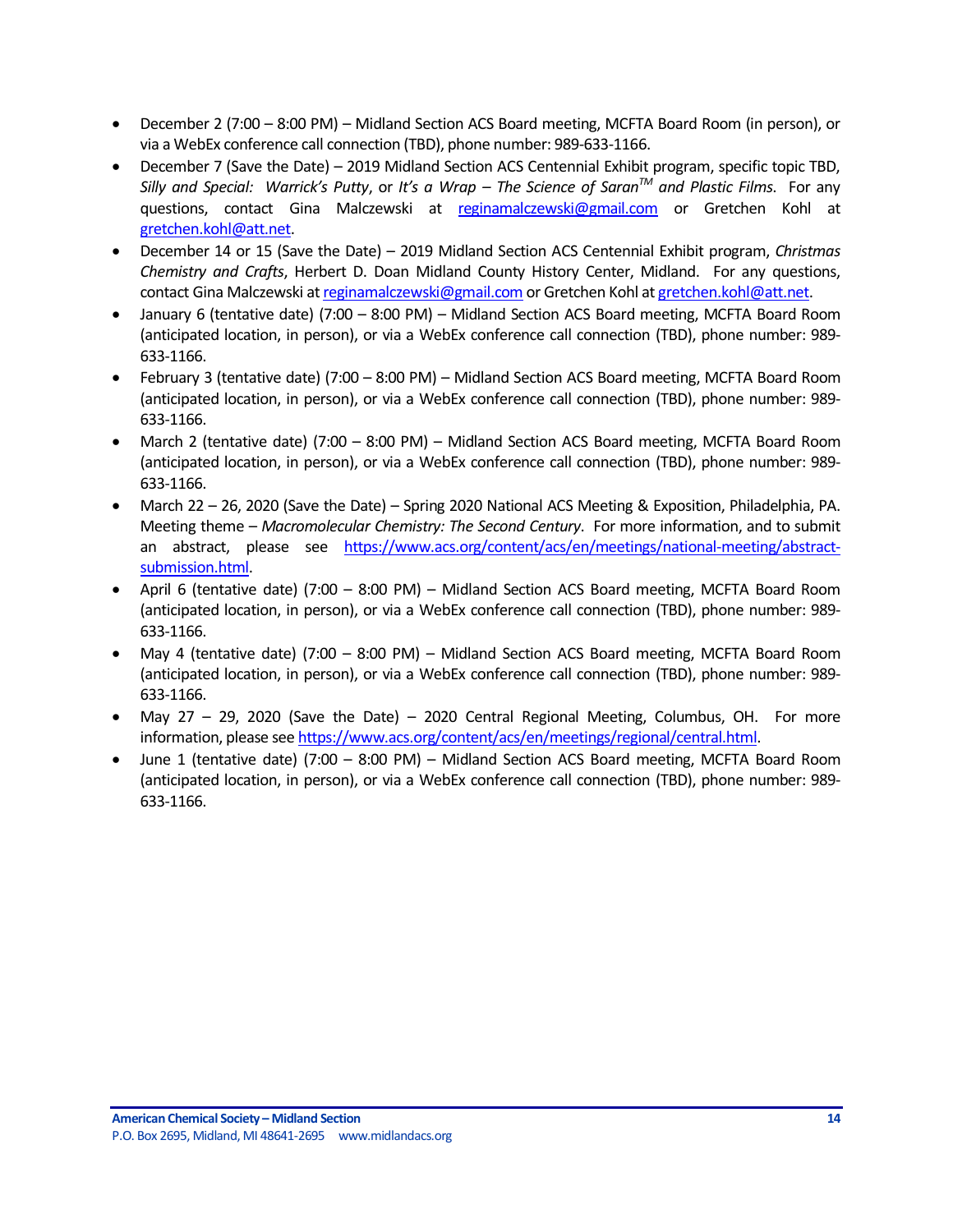- December 2 (7:00 – 8:00 PM) – Midland Section ACS Board meeting, MCFTA Board Room (in person), or via a WebEx conference call connection (TBD), phone number: 989-633-1166.
- December 7 (Save the Date) – 2019 Midland Section ACS Centennial Exhibit program, specific topic TBD, *Silly and Special: Warrick's Putty*, or *It's a Wrap – The Science of Saran™ and Plastic Films*. For any questions, contact Gina Malczewski at reginamalczewski@gmail.com or Gretchen Kohl at gretchen.kohl@att.net.
- December 14 or 15 (Save the Date) – 2019 Midland Section ACS Centennial Exhibit program, *Christmas Chemistry and Crafts*, Herbert D. Doan Midland County History Center, Midland. For any questions, contact Gina Malczewski at reginamalczewski@gmail.com or Gretchen Kohl at gretchen.kohl@att.net.
- January 6 (tentative date) (7:00 – 8:00 PM) – Midland Section ACS Board meeting, MCFTA Board Room (anticipated location, in person), or via a WebEx conference call connection (TBD), phone number: 989-633-1166.
- February 3 (tentative date) (7:00 – 8:00 PM) – Midland Section ACS Board meeting, MCFTA Board Room (anticipated location, in person), or via a WebEx conference call connection (TBD), phone number: 989-633-1166.
- March 2 (tentative date) (7:00 – 8:00 PM) – Midland Section ACS Board meeting, MCFTA Board Room (anticipated location, in person), or via a WebEx conference call connection (TBD), phone number: 989-633-1166.
- March 22 – 26, 2020 (Save the Date) – Spring 2020 National ACS Meeting & Exposition, Philadelphia, PA. Meeting theme – *Macromolecular Chemistry: The Second Century*. For more information, and to submit an abstract, please see https://www.acs.org/content/acs/en/meetings/national-meeting/abstract-submission.html.
- April 6 (tentative date) (7:00 – 8:00 PM) – Midland Section ACS Board meeting, MCFTA Board Room (anticipated location, in person), or via a WebEx conference call connection (TBD), phone number: 989-633-1166.
- May 4 (tentative date) (7:00 – 8:00 PM) – Midland Section ACS Board meeting, MCFTA Board Room (anticipated location, in person), or via a WebEx conference call connection (TBD), phone number: 989-633-1166.
- May 27 – 29, 2020 (Save the Date) – 2020 Central Regional Meeting, Columbus, OH. For more information, please see https://www.acs.org/content/acs/en/meetings/regional/central.html.
- June 1 (tentative date) (7:00 – 8:00 PM) – Midland Section ACS Board meeting, MCFTA Board Room (anticipated location, in person), or via a WebEx conference call connection (TBD), phone number: 989-633-1166.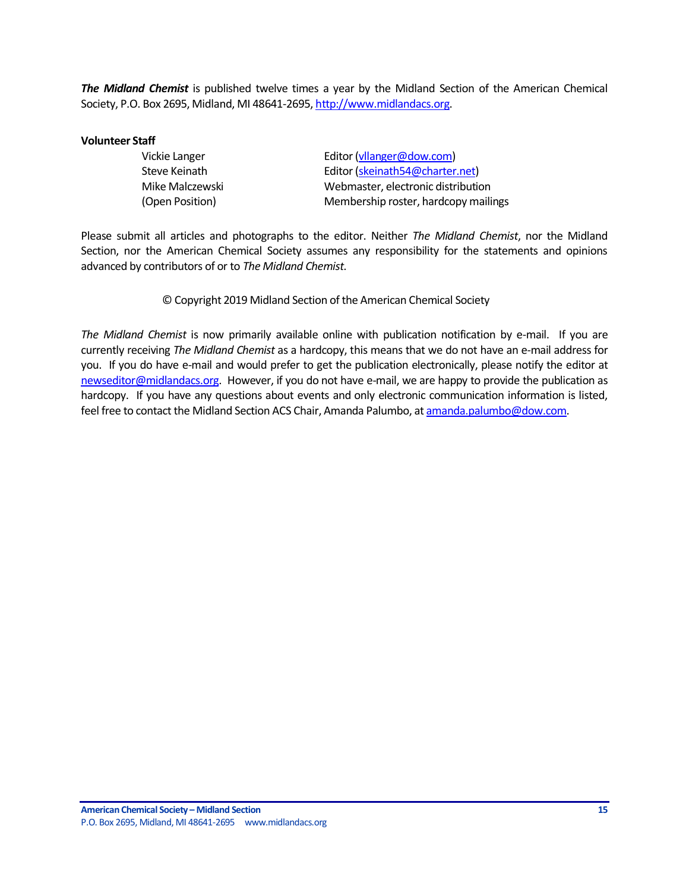***The Midland Chemist*** is published twelve times a year by the Midland Section of the American Chemical Society, P.O. Box 2695, Midland, MI 48641-2695, http://www.midlandacs.org.

**Volunteer Staff**

| | |
|---|---|
| Vickie Langer | Editor (vllanger@dow.com) |
| Steve Keinath | Editor (skeinath54@charter.net) |
| Mike Malczewski | Webmaster, electronic distribution |
| (Open Position) | Membership roster, hardcopy mailings |

Please submit all articles and photographs to the editor. Neither *The Midland Chemist*, nor the Midland Section, nor the American Chemical Society assumes any responsibility for the statements and opinions advanced by contributors of or to *The Midland Chemist*.

© Copyright 2019 Midland Section of the American Chemical Society

*The Midland Chemist* is now primarily available online with publication notification by e-mail. If you are currently receiving *The Midland Chemist* as a hardcopy, this means that we do not have an e-mail address for you. If you do have e-mail and would prefer to get the publication electronically, please notify the editor at newseditor@midlandacs.org. However, if you do not have e-mail, we are happy to provide the publication as hardcopy. If you have any questions about events and only electronic communication information is listed, feel free to contact the Midland Section ACS Chair, Amanda Palumbo, at amanda.palumbo@dow.com.